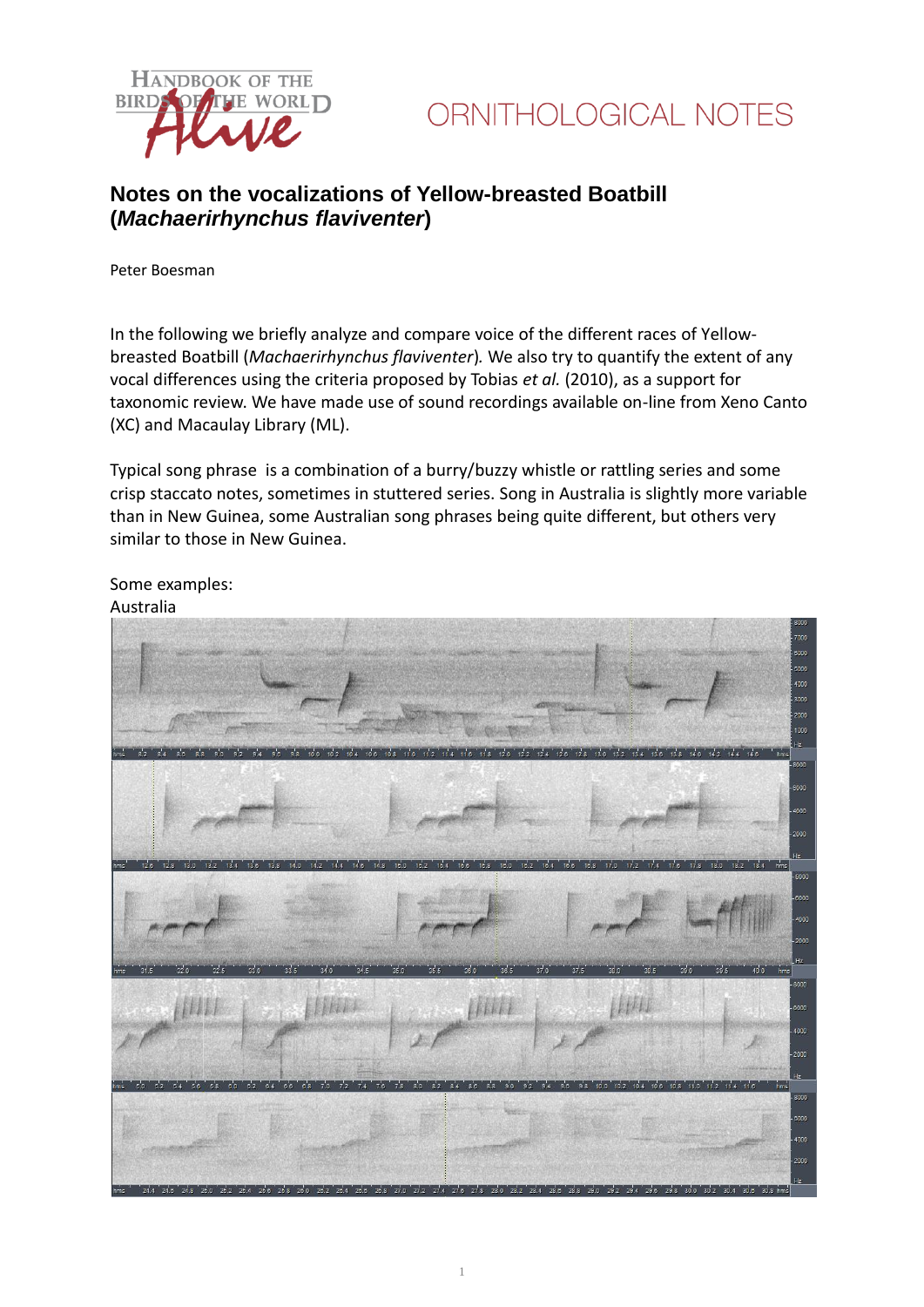# Notes on the vocalizations of Yellow-breasted Boatbill (*Machaerirhynchus flaviventer*)

Peter Boesman

In the following we briefly analyze and compare voice of the different races of Yellow-breasted Boatbill (*Machaerirhynchus flaviventer*). We also try to quantify the extent of any vocal differences using the criteria proposed by Tobias *et al.* (2010), as a support for taxonomic review. We have made use of sound recordings available on-line from Xeno Canto (XC) and Macaulay Library (ML).

Typical song phrase is a combination of a burry/buzzy whistle or rattling series and some crisp staccato notes, sometimes in stuttered series. Song in Australia is slightly more variable than in New Guinea, some Australian song phrases being quite different, but others very similar to those in New Guinea.

Some examples:

Australia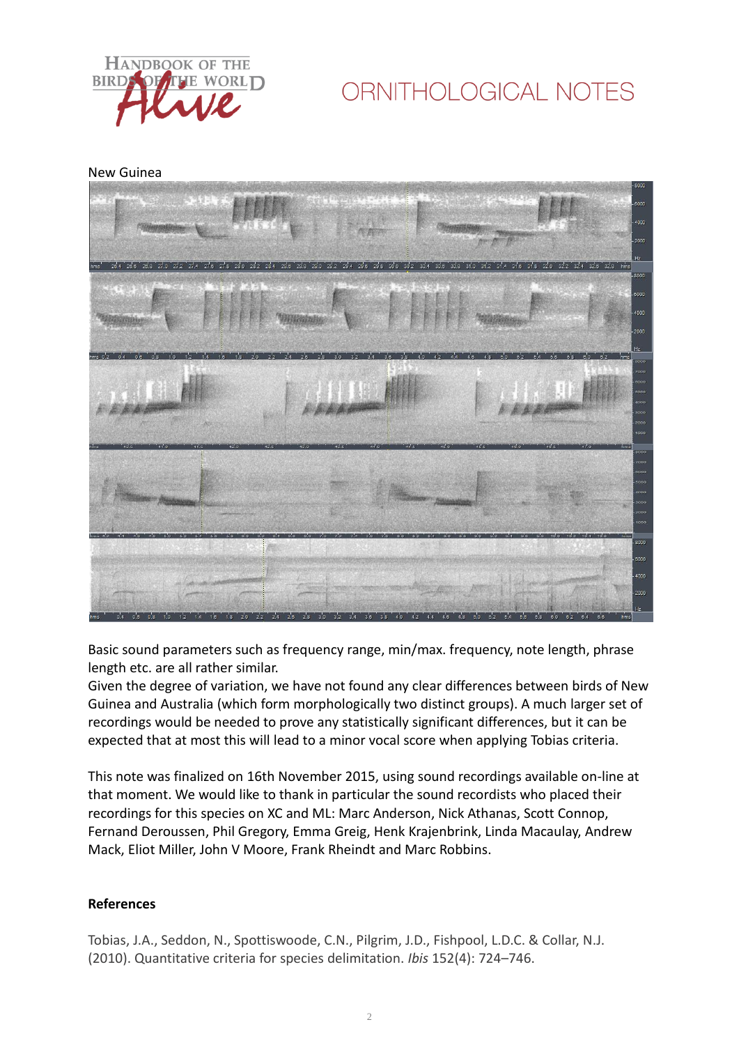New Guinea

Basic sound parameters such as frequency range, min/max. frequency, note length, phrase length etc. are all rather similar.

Given the degree of variation, we have not found any clear differences between birds of New Guinea and Australia (which form morphologically two distinct groups). A much larger set of recordings would be needed to prove any statistically significant differences, but it can be expected that at most this will lead to a minor vocal score when applying Tobias criteria.

This note was finalized on 16th November 2015, using sound recordings available on-line at that moment. We would like to thank in particular the sound recordists who placed their recordings for this species on XC and ML: Marc Anderson, Nick Athanas, Scott Connop, Fernand Deroussen, Phil Gregory, Emma Greig, Henk Krajenbrink, Linda Macaulay, Andrew Mack, Eliot Miller, John V Moore, Frank Rheindt and Marc Robbins.

## References

Tobias, J.A., Seddon, N., Spottiswoode, C.N., Pilgrim, J.D., Fishpool, L.D.C. & Collar, N.J. (2010). Quantitative criteria for species delimitation. *Ibis* 152(4): 724–746.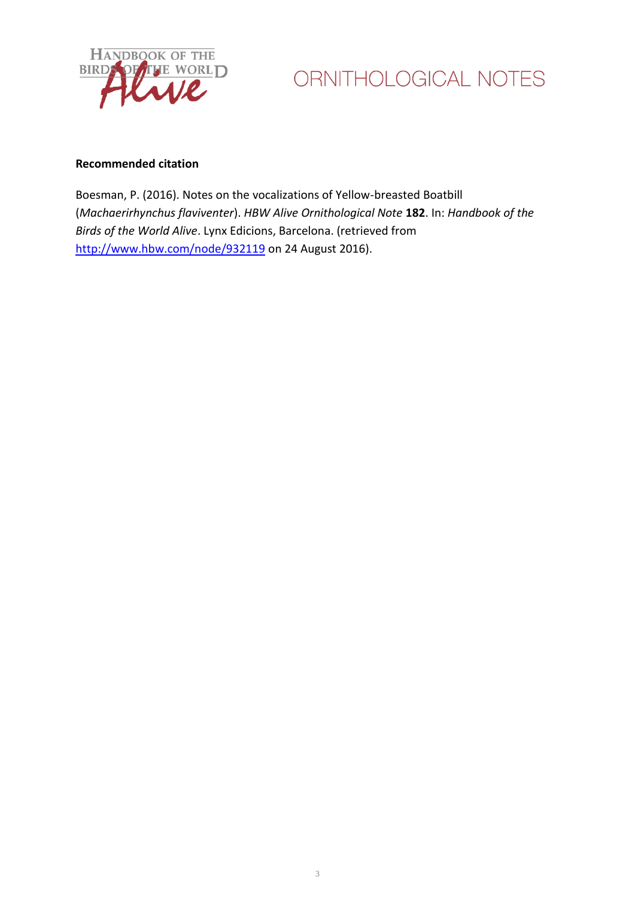**Recommended citation**

Boesman, P. (2016). Notes on the vocalizations of Yellow-breasted Boatbill (*Machaerirhynchus flaviventer*). *HBW Alive Ornithological Note* **182**. In: *Handbook of the Birds of the World Alive*. Lynx Edicions, Barcelona. (retrieved from http://www.hbw.com/node/932119 on 24 August 2016).